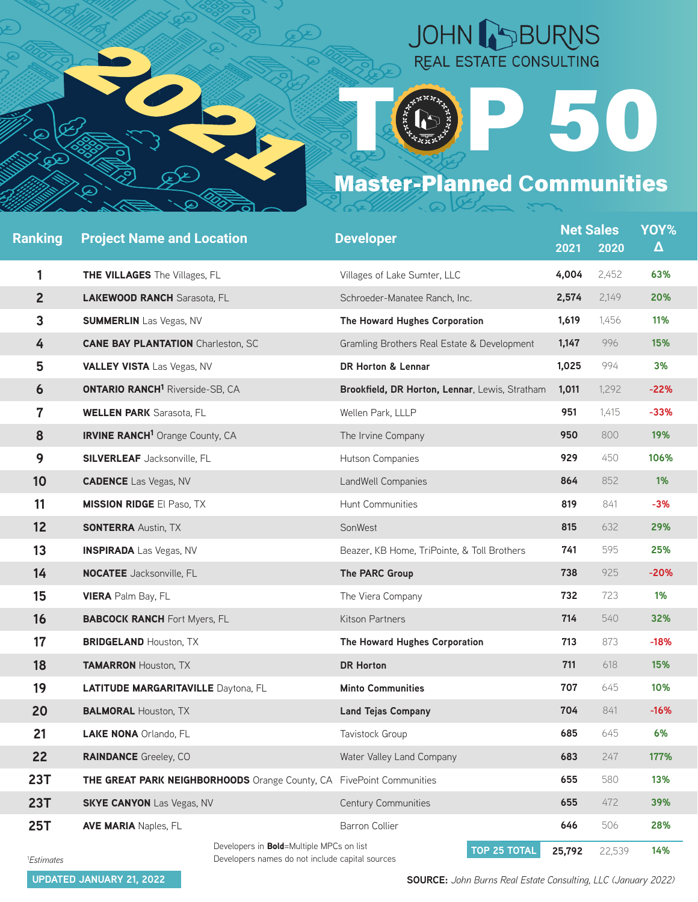JOHN BURNS REAL ESTATE CONSULTING

# 2021 TOP 50 Master-Planned Communities

| Ranking | Project Name and Location | Developer | Net Sales 2021 | Net Sales 2020 | YOY% Δ |
|---|---|---|---|---|---|
| 1 | **THE VILLAGES** The Villages, FL | Villages of Lake Sumter, LLC | **4,004** | 2,452 | **63%** |
| 2 | **LAKEWOOD RANCH** Sarasota, FL | Schroeder-Manatee Ranch, Inc. | **2,574** | 2,149 | **20%** |
| 3 | **SUMMERLIN** Las Vegas, NV | **The Howard Hughes Corporation** | **1,619** | 1,456 | **11%** |
| 4 | **CANE BAY PLANTATION** Charleston, SC | Gramling Brothers Real Estate & Development | **1,147** | 996 | **15%** |
| 5 | **VALLEY VISTA** Las Vegas, NV | **DR Horton & Lennar** | **1,025** | 994 | **3%** |
| 6 | **ONTARIO RANCH**[1] Riverside-SB, CA | **Brookfield, DR Horton, Lennar**, Lewis, Stratham | **1,011** | 1,292 | **-22%** |
| 7 | **WELLEN PARK** Sarasota, FL | Wellen Park, LLLP | **951** | 1,415 | **-33%** |
| 8 | **IRVINE RANCH**[1] Orange County, CA | The Irvine Company | **950** | 800 | **19%** |
| 9 | **SILVERLEAF** Jacksonville, FL | Hutson Companies | **929** | 450 | **106%** |
| 10 | **CADENCE** Las Vegas, NV | LandWell Companies | **864** | 852 | **1%** |
| 11 | **MISSION RIDGE** El Paso, TX | Hunt Communities | **819** | 841 | **-3%** |
| 12 | **SONTERRA** Austin, TX | SonWest | **815** | 632 | **29%** |
| 13 | **INSPIRADA** Las Vegas, NV | Beazer, KB Home, TriPointe, & Toll Brothers | **741** | 595 | **25%** |
| 14 | **NOCATEE** Jacksonville, FL | **The PARC Group** | **738** | 925 | **-20%** |
| 15 | **VIERA** Palm Bay, FL | The Viera Company | **732** | 723 | **1%** |
| 16 | **BABCOCK RANCH** Fort Myers, FL | Kitson Partners | **714** | 540 | **32%** |
| 17 | **BRIDGELAND** Houston, TX | **The Howard Hughes Corporation** | **713** | 873 | **-18%** |
| 18 | **TAMARRON** Houston, TX | **DR Horton** | **711** | 618 | **15%** |
| 19 | **LATITUDE MARGARITAVILLE** Daytona, FL | **Minto Communities** | **707** | 645 | **10%** |
| 20 | **BALMORAL** Houston, TX | **Land Tejas Company** | **704** | 841 | **-16%** |
| 21 | **LAKE NONA** Orlando, FL | Tavistock Group | **685** | 645 | **6%** |
| 22 | **RAINDANCE** Greeley, CO | Water Valley Land Company | **683** | 247 | **177%** |
| 23T | **THE GREAT PARK NEIGHBORHOODS** Orange County, CA | FivePoint Communities | **655** | 580 | **13%** |
| 23T | **SKYE CANYON** Las Vegas, NV | Century Communities | **655** | 472 | **39%** |
| 25T | **AVE MARIA** Naples, FL | Barron Collier | **646** | 506 | **28%** |
| | | **TOP 25 TOTAL** | **25,792** | 22,539 | **14%** |

[1]*Estimates*

Developers in **Bold**=Multiple MPCs on list
Developers names do not include capital sources

**UPDATED JANUARY 21, 2022**

**SOURCE:** *John Burns Real Estate Consulting, LLC (January 2022)*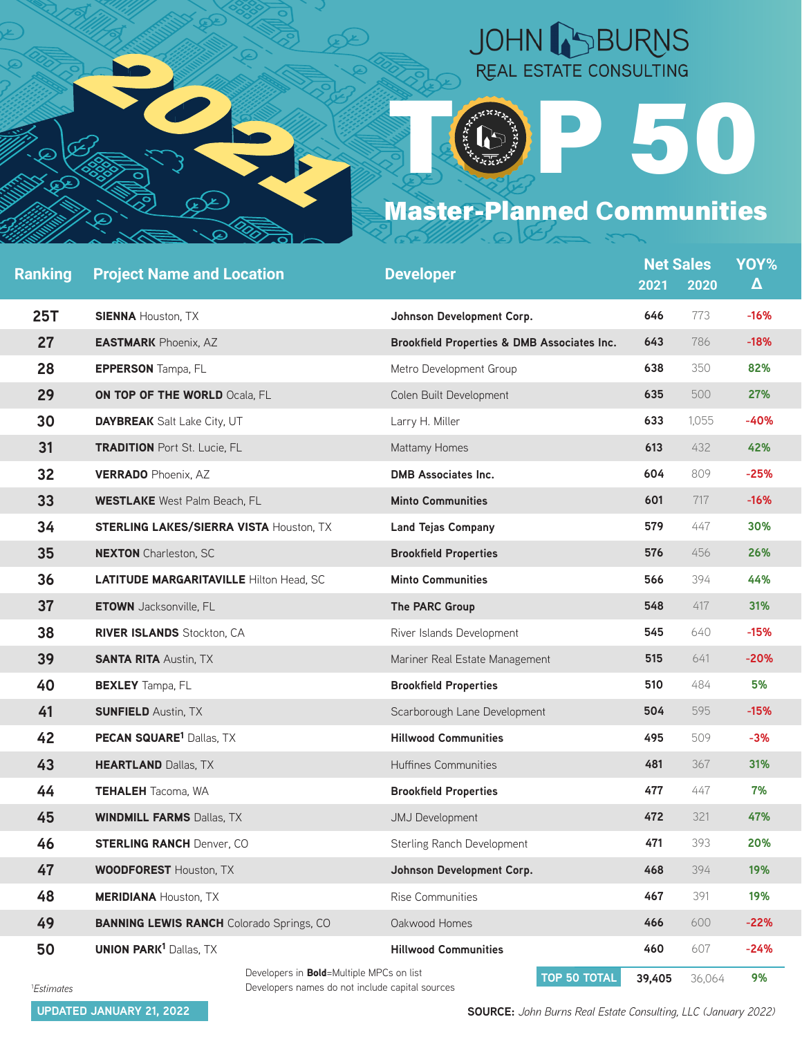JOHN BURNS REAL ESTATE CONSULTING

# 2021 TOP 50 Master-Planned Communities

| Ranking | Project Name and Location | Developer | Net Sales 2021 | Net Sales 2020 | YOY% Δ |
|---|---|---|---|---|---|
| 25T | **SIENNA** Houston, TX | **Johnson Development Corp.** | 646 | 773 | -16% |
| 27 | **EASTMARK** Phoenix, AZ | **Brookfield Properties & DMB Associates Inc.** | 643 | 786 | -18% |
| 28 | **EPPERSON** Tampa, FL | Metro Development Group | 638 | 350 | 82% |
| 29 | **ON TOP OF THE WORLD** Ocala, FL | Colen Built Development | 635 | 500 | 27% |
| 30 | **DAYBREAK** Salt Lake City, UT | Larry H. Miller | 633 | 1,055 | -40% |
| 31 | **TRADITION** Port St. Lucie, FL | Mattamy Homes | 613 | 432 | 42% |
| 32 | **VERRADO** Phoenix, AZ | **DMB Associates Inc.** | 604 | 809 | -25% |
| 33 | **WESTLAKE** West Palm Beach, FL | **Minto Communities** | 601 | 717 | -16% |
| 34 | **STERLING LAKES/SIERRA VISTA** Houston, TX | **Land Tejas Company** | 579 | 447 | 30% |
| 35 | **NEXTON** Charleston, SC | **Brookfield Properties** | 576 | 456 | 26% |
| 36 | **LATITUDE MARGARITAVILLE** Hilton Head, SC | **Minto Communities** | 566 | 394 | 44% |
| 37 | **ETOWN** Jacksonville, FL | **The PARC Group** | 548 | 417 | 31% |
| 38 | **RIVER ISLANDS** Stockton, CA | River Islands Development | 545 | 640 | -15% |
| 39 | **SANTA RITA** Austin, TX | Mariner Real Estate Management | 515 | 641 | -20% |
| 40 | **BEXLEY** Tampa, FL | **Brookfield Properties** | 510 | 484 | 5% |
| 41 | **SUNFIELD** Austin, TX | Scarborough Lane Development | 504 | 595 | -15% |
| 42 | **PECAN SQUARE**[1] Dallas, TX | **Hillwood Communities** | 495 | 509 | -3% |
| 43 | **HEARTLAND** Dallas, TX | Huffines Communities | 481 | 367 | 31% |
| 44 | **TEHALEH** Tacoma, WA | **Brookfield Properties** | 477 | 447 | 7% |
| 45 | **WINDMILL FARMS** Dallas, TX | JMJ Development | 472 | 321 | 47% |
| 46 | **STERLING RANCH** Denver, CO | Sterling Ranch Development | 471 | 393 | 20% |
| 47 | **WOODFOREST** Houston, TX | **Johnson Development Corp.** | 468 | 394 | 19% |
| 48 | **MERIDIANA** Houston, TX | Rise Communities | 467 | 391 | 19% |
| 49 | **BANNING LEWIS RANCH** Colorado Springs, CO | Oakwood Homes | 466 | 600 | -22% |
| 50 | **UNION PARK**[1] Dallas, TX | **Hillwood Communities** | 460 | 607 | -24% |
| | | **TOP 50 TOTAL** | 39,405 | 36,064 | 9% |

[1] *Estimates*

Developers in **Bold**=Multiple MPCs on list
Developers names do not include capital sources

UPDATED JANUARY 21, 2022

**SOURCE:** *John Burns Real Estate Consulting, LLC (January 2022)*